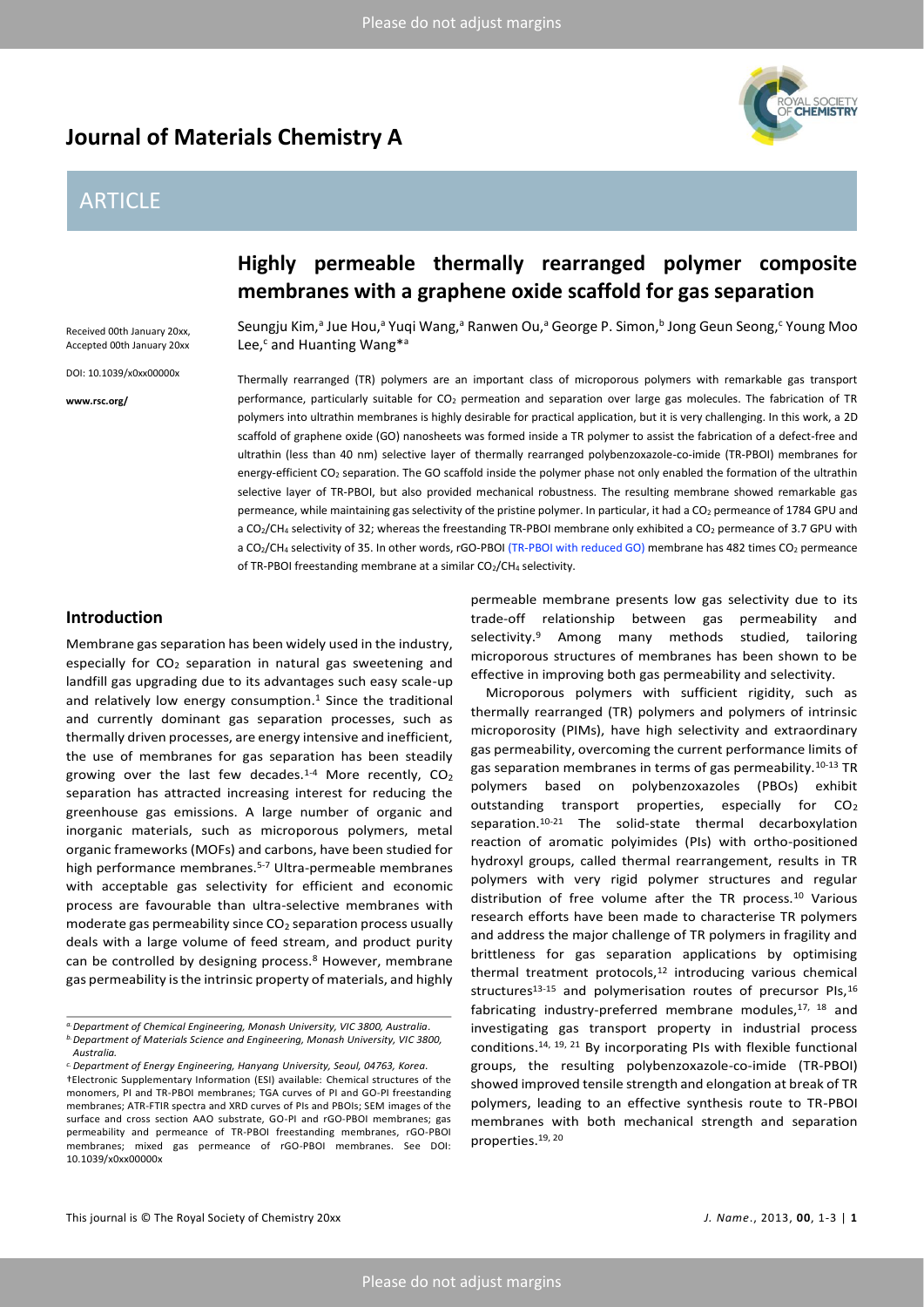# Journal of Materials Chemistry A

ARTICLE

Received 00th January 20xx,
Accepted 00th January 20xx

DOI: 10.1039/x0xx00000x

www.rsc.org/

## Highly permeable thermally rearranged polymer composite membranes with a graphene oxide scaffold for gas separation

Seungju Kim,[a] Jue Hou,[a] Yuqi Wang,[a] Ranwen Ou,[a] George P. Simon,[b] Jong Geun Seong,[c] Young Moo Lee,[c] and Huanting Wang*[a]

Thermally rearranged (TR) polymers are an important class of microporous polymers with remarkable gas transport performance, particularly suitable for $CO_2$ permeation and separation over large gas molecules. The fabrication of TR polymers into ultrathin membranes is highly desirable for practical application, but it is very challenging. In this work, a 2D scaffold of graphene oxide (GO) nanosheets was formed inside a TR polymer to assist the fabrication of a defect-free and ultrathin (less than 40 nm) selective layer of thermally rearranged polybenzoxazole-co-imide (TR-PBOI) membranes for energy-efficient $CO_2$ separation. The GO scaffold inside the polymer phase not only enabled the formation of the ultrathin selective layer of TR-PBOI, but also provided mechanical robustness. The resulting membrane showed remarkable gas permeance, while maintaining gas selectivity of the pristine polymer. In particular, it had a $CO_2$ permeance of 1784 GPU and a $CO_2/CH_4$ selectivity of 32; whereas the freestanding TR-PBOI membrane only exhibited a $CO_2$ permeance of 3.7 GPU with a $CO_2/CH_4$ selectivity of 35. In other words, rGO-PBOI (TR-PBOI with reduced GO) membrane has 482 times $CO_2$ permeance of TR-PBOI freestanding membrane at a similar $CO_2/CH_4$ selectivity.

### Introduction

Membrane gas separation has been widely used in the industry, especially for $CO_2$ separation in natural gas sweetening and landfill gas upgrading due to its advantages such easy scale-up and relatively low energy consumption.[1] Since the traditional and currently dominant gas separation processes, such as thermally driven processes, are energy intensive and inefficient, the use of membranes for gas separation has been steadily growing over the last few decades.[1-4] More recently, $CO_2$ separation has attracted increasing interest for reducing the greenhouse gas emissions. A large number of organic and inorganic materials, such as microporous polymers, metal organic frameworks (MOFs) and carbons, have been studied for high performance membranes.[5-7] Ultra-permeable membranes with acceptable gas selectivity for efficient and economic process are favourable than ultra-selective membranes with moderate gas permeability since $CO_2$ separation process usually deals with a large volume of feed stream, and product purity can be controlled by designing process.[8] However, membrane gas permeability is the intrinsic property of materials, and highly permeable membrane presents low gas selectivity due to its trade-off relationship between gas permeability and selectivity.[9] Among many methods studied, tailoring microporous structures of membranes has been shown to be effective in improving both gas permeability and selectivity.

Microporous polymers with sufficient rigidity, such as thermally rearranged (TR) polymers and polymers of intrinsic microporosity (PIMs), have high selectivity and extraordinary gas permeability, overcoming the current performance limits of gas separation membranes in terms of gas permeability.[10-13] TR polymers based on polybenzoxazoles (PBOs) exhibit outstanding transport properties, especially for $CO_2$ separation.[10-21] The solid-state thermal decarboxylation reaction of aromatic polyimides (PIs) with ortho-positioned hydroxyl groups, called thermal rearrangement, results in TR polymers with very rigid polymer structures and regular distribution of free volume after the TR process.[10] Various research efforts have been made to characterise TR polymers and address the major challenge of TR polymers in fragility and brittleness for gas separation applications by optimising thermal treatment protocols,[12] introducing various chemical structures[13-15] and polymerisation routes of precursor PIs,[16] fabricating industry-preferred membrane modules,[17, 18] and investigating gas transport property in industrial process conditions.[14, 19, 21] By incorporating PIs with flexible functional groups, the resulting polybenzoxazole-co-imide (TR-PBOI) showed improved tensile strength and elongation at break of TR polymers, leading to an effective synthesis route to TR-PBOI membranes with both mechanical strength and separation properties.[19, 20]

[a] Department of Chemical Engineering, Monash University, VIC 3800, Australia.
[b] Department of Materials Science and Engineering, Monash University, VIC 3800, Australia.
[c] Department of Energy Engineering, Hanyang University, Seoul, 04763, Korea.
†Electronic Supplementary Information (ESI) available: Chemical structures of the monomers, PI and TR-PBOI membranes; TGA curves of PI and GO-PI freestanding membranes; ATR-FTIR spectra and XRD curves of PIs and PBOIs; SEM images of the surface and cross section AAO substrate, GO-PI and rGO-PBOI membranes; gas permeability and permeance of TR-PBOI freestanding membranes, rGO-PBOI membranes; mixed gas permeance of rGO-PBOI membranes. See DOI: 10.1039/x0xx00000x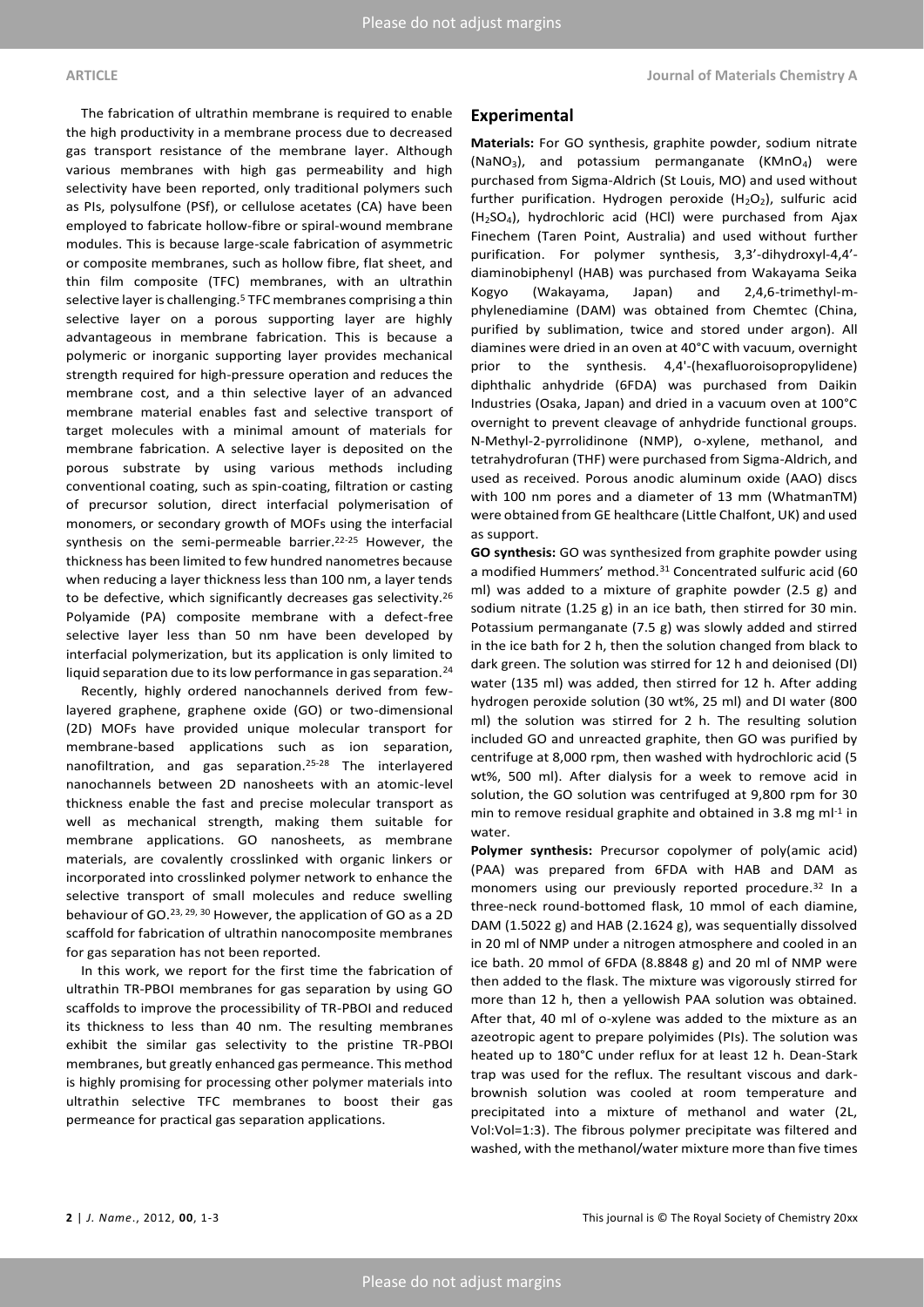The fabrication of ultrathin membrane is required to enable the high productivity in a membrane process due to decreased gas transport resistance of the membrane layer. Although various membranes with high gas permeability and high selectivity have been reported, only traditional polymers such as PIs, polysulfone (PSf), or cellulose acetates (CA) have been employed to fabricate hollow-fibre or spiral-wound membrane modules. This is because large-scale fabrication of asymmetric or composite membranes, such as hollow fibre, flat sheet, and thin film composite (TFC) membranes, with an ultrathin selective layer is challenging.[5] TFC membranes comprising a thin selective layer on a porous supporting layer are highly advantageous in membrane fabrication. This is because a polymeric or inorganic supporting layer provides mechanical strength required for high-pressure operation and reduces the membrane cost, and a thin selective layer of an advanced membrane material enables fast and selective transport of target molecules with a minimal amount of materials for membrane fabrication. A selective layer is deposited on the porous substrate by using various methods including conventional coating, such as spin-coating, filtration or casting of precursor solution, direct interfacial polymerisation of monomers, or secondary growth of MOFs using the interfacial synthesis on the semi-permeable barrier.[22-25] However, the thickness has been limited to few hundred nanometres because when reducing a layer thickness less than 100 nm, a layer tends to be defective, which significantly decreases gas selectivity.[26] Polyamide (PA) composite membrane with a defect-free selective layer less than 50 nm have been developed by interfacial polymerization, but its application is only limited to liquid separation due to its low performance in gas separation.[24]

Recently, highly ordered nanochannels derived from few-layered graphene, graphene oxide (GO) or two-dimensional (2D) MOFs have provided unique molecular transport for membrane-based applications such as ion separation, nanofiltration, and gas separation.[25-28] The interlayered nanochannels between 2D nanosheets with an atomic-level thickness enable the fast and precise molecular transport as well as mechanical strength, making them suitable for membrane applications. GO nanosheets, as membrane materials, are covalently crosslinked with organic linkers or incorporated into crosslinked polymer network to enhance the selective transport of small molecules and reduce swelling behaviour of GO.[23, 29, 30] However, the application of GO as a 2D scaffold for fabrication of ultrathin nanocomposite membranes for gas separation has not been reported.

In this work, we report for the first time the fabrication of ultrathin TR-PBOI membranes for gas separation by using GO scaffolds to improve the processibility of TR-PBOI and reduced its thickness to less than 40 nm. The resulting membranes exhibit the similar gas selectivity to the pristine TR-PBOI membranes, but greatly enhanced gas permeance. This method is highly promising for processing other polymer materials into ultrathin selective TFC membranes to boost their gas permeance for practical gas separation applications.

## Experimental

**Materials:** For GO synthesis, graphite powder, sodium nitrate ($NaNO_3$), and potassium permanganate ($KMnO_4$) were purchased from Sigma-Aldrich (St Louis, MO) and used without further purification. Hydrogen peroxide ($H_2O_2$), sulfuric acid ($H_2SO_4$), hydrochloric acid (HCl) were purchased from Ajax Finechem (Taren Point, Australia) and used without further purification. For polymer synthesis, 3,3'-dihydroxyl-4,4'-diaminobiphenyl (HAB) was purchased from Wakayama Seika Kogyo (Wakayama, Japan) and 2,4,6-trimethyl-m-phylenediamine (DAM) was obtained from Chemtec (China, purified by sublimation, twice and stored under argon). All diamines were dried in an oven at 40°C with vacuum, overnight prior to the synthesis. 4,4'-(hexafluoroisopropylidene) diphthalic anhydride (6FDA) was purchased from Daikin Industries (Osaka, Japan) and dried in a vacuum oven at 100°C overnight to prevent cleavage of anhydride functional groups. N-Methyl-2-pyrrolidinone (NMP), o-xylene, methanol, and tetrahydrofuran (THF) were purchased from Sigma-Aldrich, and used as received. Porous anodic aluminum oxide (AAO) discs with 100 nm pores and a diameter of 13 mm (WhatmanTM) were obtained from GE healthcare (Little Chalfont, UK) and used as support.

**GO synthesis:** GO was synthesized from graphite powder using a modified Hummers' method.[31] Concentrated sulfuric acid (60 ml) was added to a mixture of graphite powder (2.5 g) and sodium nitrate (1.25 g) in an ice bath, then stirred for 30 min. Potassium permanganate (7.5 g) was slowly added and stirred in the ice bath for 2 h, then the solution changed from black to dark green. The solution was stirred for 12 h and deionised (DI) water (135 ml) was added, then stirred for 12 h. After adding hydrogen peroxide solution (30 wt%, 25 ml) and DI water (800 ml) the solution was stirred for 2 h. The resulting solution included GO and unreacted graphite, then GO was purified by centrifuge at 8,000 rpm, then washed with hydrochloric acid (5 wt%, 500 ml). After dialysis for a week to remove acid in solution, the GO solution was centrifuged at 9,800 rpm for 30 min to remove residual graphite and obtained in 3.8 mg ml$^{-1}$ in water.

**Polymer synthesis:** Precursor copolymer of poly(amic acid) (PAA) was prepared from 6FDA with HAB and DAM as monomers using our previously reported procedure.[32] In a three-neck round-bottomed flask, 10 mmol of each diamine, DAM (1.5022 g) and HAB (2.1624 g), was sequentially dissolved in 20 ml of NMP under a nitrogen atmosphere and cooled in an ice bath. 20 mmol of 6FDA (8.8848 g) and 20 ml of NMP were then added to the flask. The mixture was vigorously stirred for more than 12 h, then a yellowish PAA solution was obtained. After that, 40 ml of o-xylene was added to the mixture as an azeotropic agent to prepare polyimides (PIs). The solution was heated up to 180°C under reflux for at least 12 h. Dean-Stark trap was used for the reflux. The resultant viscous and dark-brownish solution was cooled at room temperature and precipitated into a mixture of methanol and water (2L, Vol:Vol=1:3). The fibrous polymer precipitate was filtered and washed, with the methanol/water mixture more than five times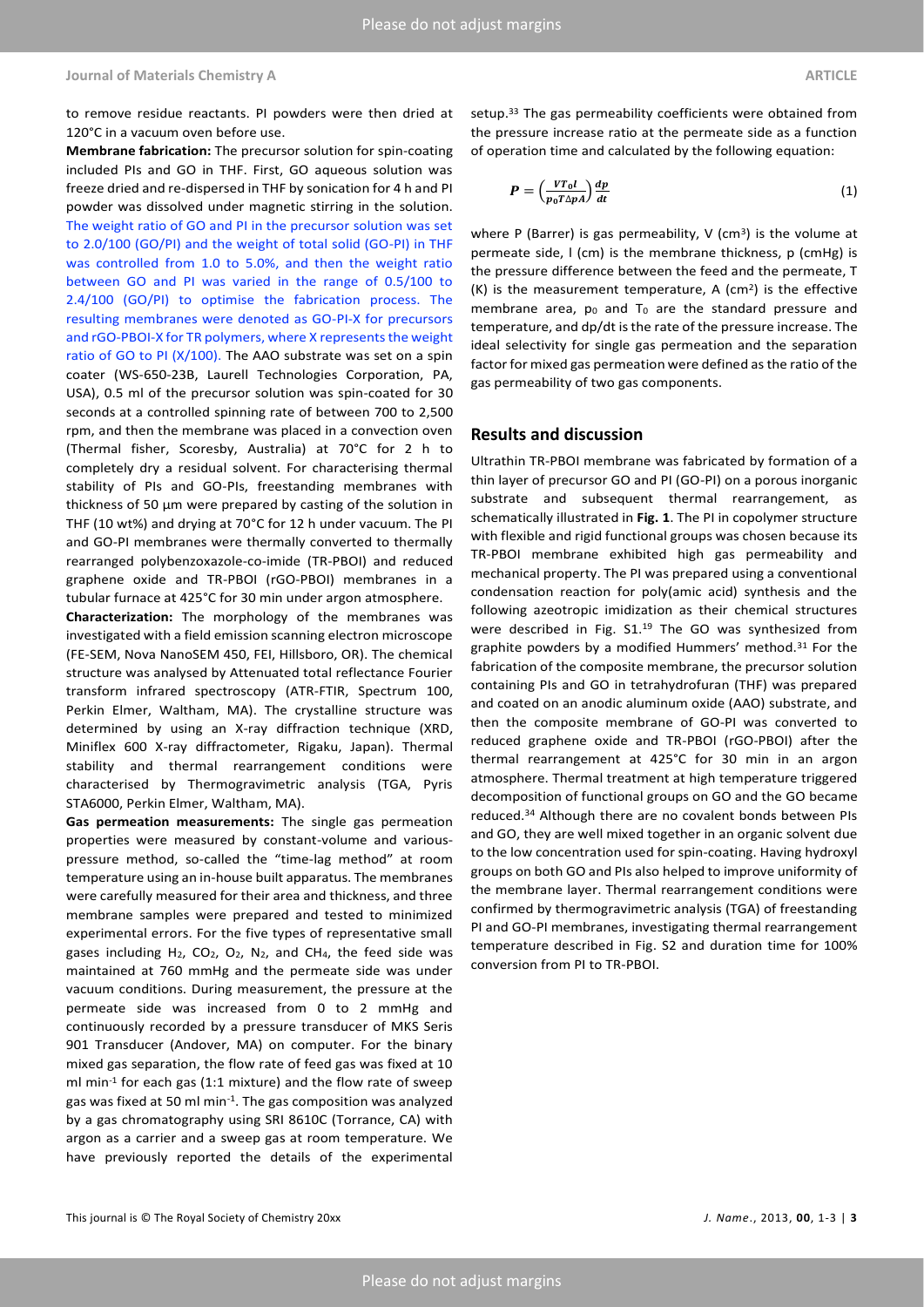to remove residue reactants. PI powders were then dried at 120°C in a vacuum oven before use.

**Membrane fabrication:** The precursor solution for spin-coating included PIs and GO in THF. First, GO aqueous solution was freeze dried and re-dispersed in THF by sonication for 4 h and PI powder was dissolved under magnetic stirring in the solution. The weight ratio of GO and PI in the precursor solution was set to 2.0/100 (GO/PI) and the weight of total solid (GO-PI) in THF was controlled from 1.0 to 5.0%, and then the weight ratio between GO and PI was varied in the range of 0.5/100 to 2.4/100 (GO/PI) to optimise the fabrication process. The resulting membranes were denoted as GO-PI-X for precursors and rGO-PBOI-X for TR polymers, where X represents the weight ratio of GO to PI (X/100). The AAO substrate was set on a spin coater (WS-650-23B, Laurell Technologies Corporation, PA, USA), 0.5 ml of the precursor solution was spin-coated for 30 seconds at a controlled spinning rate of between 700 to 2,500 rpm, and then the membrane was placed in a convection oven (Thermal fisher, Scoresby, Australia) at 70°C for 2 h to completely dry a residual solvent. For characterising thermal stability of PIs and GO-PIs, freestanding membranes with thickness of 50 µm were prepared by casting of the solution in THF (10 wt%) and drying at 70°C for 12 h under vacuum. The PI and GO-PI membranes were thermally converted to thermally rearranged polybenzoxazole-co-imide (TR-PBOI) and reduced graphene oxide and TR-PBOI (rGO-PBOI) membranes in a tubular furnace at 425°C for 30 min under argon atmosphere.

**Characterization:** The morphology of the membranes was investigated with a field emission scanning electron microscope (FE-SEM, Nova NanoSEM 450, FEI, Hillsboro, OR). The chemical structure was analysed by Attenuated total reflectance Fourier transform infrared spectroscopy (ATR-FTIR, Spectrum 100, Perkin Elmer, Waltham, MA). The crystalline structure was determined by using an X-ray diffraction technique (XRD, Miniflex 600 X-ray diffractometer, Rigaku, Japan). Thermal stability and thermal rearrangement conditions were characterised by Thermogravimetric analysis (TGA, Pyris STA6000, Perkin Elmer, Waltham, MA).

**Gas permeation measurements:** The single gas permeation properties were measured by constant-volume and various-pressure method, so-called the "time-lag method" at room temperature using an in-house built apparatus. The membranes were carefully measured for their area and thickness, and three membrane samples were prepared and tested to minimized experimental errors. For the five types of representative small gases including $H_2$, $CO_2$, $O_2$, $N_2$, and $CH_4$, the feed side was maintained at 760 mmHg and the permeate side was under vacuum conditions. During measurement, the pressure at the permeate side was increased from 0 to 2 mmHg and continuously recorded by a pressure transducer of MKS Seris 901 Transducer (Andover, MA) on computer. For the binary mixed gas separation, the flow rate of feed gas was fixed at 10 ml min$^{-1}$ for each gas (1:1 mixture) and the flow rate of sweep gas was fixed at 50 ml min$^{-1}$. The gas composition was analyzed by a gas chromatography using SRI 8610C (Torrance, CA) with argon as a carrier and a sweep gas at room temperature. We have previously reported the details of the experimental setup.[33] The gas permeability coefficients were obtained from the pressure increase ratio at the permeate side as a function of operation time and calculated by the following equation:

$$P = \left(\frac{VT_0 l}{p_0 T \Delta p A}\right)\frac{dp}{dt} \tag{1}$$

where P (Barrer) is gas permeability, V (cm$^3$) is the volume at permeate side, l (cm) is the membrane thickness, p (cmHg) is the pressure difference between the feed and the permeate, T (K) is the measurement temperature, A (cm$^2$) is the effective membrane area, $p_0$ and $T_0$ are the standard pressure and temperature, and dp/dt is the rate of the pressure increase. The ideal selectivity for single gas permeation and the separation factor for mixed gas permeation were defined as the ratio of the gas permeability of two gas components.

## Results and discussion

Ultrathin TR-PBOI membrane was fabricated by formation of a thin layer of precursor GO and PI (GO-PI) on a porous inorganic substrate and subsequent thermal rearrangement, as schematically illustrated in **Fig. 1**. The PI in copolymer structure with flexible and rigid functional groups was chosen because its TR-PBOI membrane exhibited high gas permeability and mechanical property. The PI was prepared using a conventional condensation reaction for poly(amic acid) synthesis and the following azeotropic imidization as their chemical structures were described in Fig. S1.[19] The GO was synthesized from graphite powders by a modified Hummers' method.[31] For the fabrication of the composite membrane, the precursor solution containing PIs and GO in tetrahydrofuran (THF) was prepared and coated on an anodic aluminum oxide (AAO) substrate, and then the composite membrane of GO-PI was converted to reduced graphene oxide and TR-PBOI (rGO-PBOI) after the thermal rearrangement at 425°C for 30 min in an argon atmosphere. Thermal treatment at high temperature triggered decomposition of functional groups on GO and the GO became reduced.[34] Although there are no covalent bonds between PIs and GO, they are well mixed together in an organic solvent due to the low concentration used for spin-coating. Having hydroxyl groups on both GO and PIs also helped to improve uniformity of the membrane layer. Thermal rearrangement conditions were confirmed by thermogravimetric analysis (TGA) of freestanding PI and GO-PI membranes, investigating thermal rearrangement temperature described in Fig. S2 and duration time for 100% conversion from PI to TR-PBOI.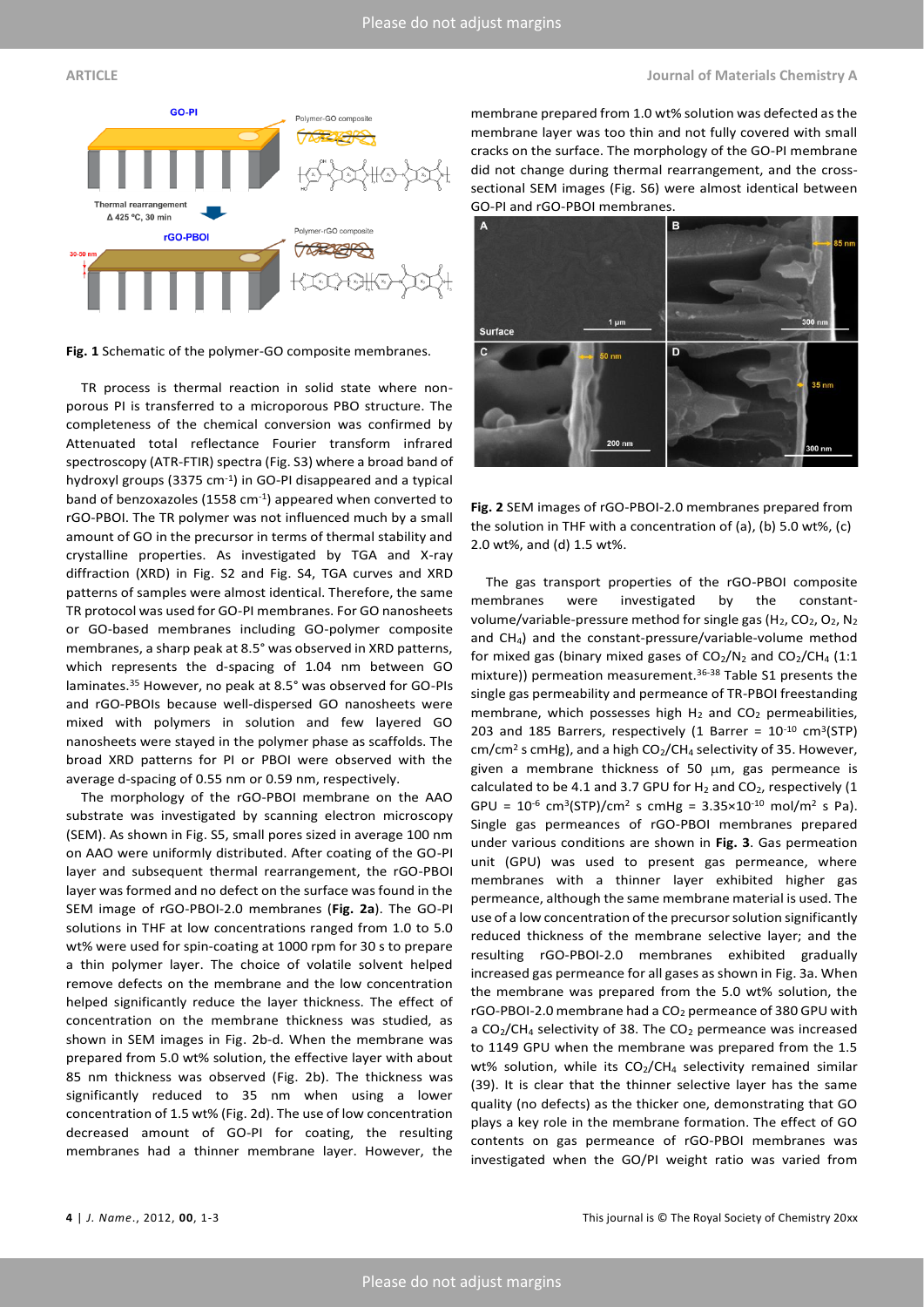Fig. 1 Schematic of the polymer-GO composite membranes.

TR process is thermal reaction in solid state where non-porous PI is transferred to a microporous PBO structure. The completeness of the chemical conversion was confirmed by Attenuated total reflectance Fourier transform infrared spectroscopy (ATR-FTIR) spectra (Fig. S3) where a broad band of hydroxyl groups (3375 $cm^{-1}$) in GO-PI disappeared and a typical band of benzoxazoles (1558 $cm^{-1}$) appeared when converted to rGO-PBOI. The TR polymer was not influenced much by a small amount of GO in the precursor in terms of thermal stability and crystalline properties. As investigated by TGA and X-ray diffraction (XRD) in Fig. S2 and Fig. S4, TGA curves and XRD patterns of samples were almost identical. Therefore, the same TR protocol was used for GO-PI membranes. For GO nanosheets or GO-based membranes including GO-polymer composite membranes, a sharp peak at 8.5° was observed in XRD patterns, which represents the d-spacing of 1.04 nm between GO laminates.[35] However, no peak at 8.5° was observed for GO-PIs and rGO-PBOIs because well-dispersed GO nanosheets were mixed with polymers in solution and few layered GO nanosheets were stayed in the polymer phase as scaffolds. The broad XRD patterns for PI or PBOI were observed with the average d-spacing of 0.55 nm or 0.59 nm, respectively.

The morphology of the rGO-PBOI membrane on the AAO substrate was investigated by scanning electron microscopy (SEM). As shown in Fig. S5, small pores sized in average 100 nm on AAO were uniformly distributed. After coating of the GO-PI layer and subsequent thermal rearrangement, the rGO-PBOI layer was formed and no defect on the surface was found in the SEM image of rGO-PBOI-2.0 membranes (**Fig. 2a**). The GO-PI solutions in THF at low concentrations ranged from 1.0 to 5.0 wt% were used for spin-coating at 1000 rpm for 30 s to prepare a thin polymer layer. The choice of volatile solvent helped remove defects on the membrane and the low concentration helped significantly reduce the layer thickness. The effect of concentration on the membrane thickness was studied, as shown in SEM images in Fig. 2b-d. When the membrane was prepared from 5.0 wt% solution, the effective layer with about 85 nm thickness was observed (Fig. 2b). The thickness was significantly reduced to 35 nm when using a lower concentration of 1.5 wt% (Fig. 2d). The use of low concentration decreased amount of GO-PI for coating, the resulting membranes had a thinner membrane layer. However, the membrane prepared from 1.0 wt% solution was defected as the membrane layer was too thin and not fully covered with small cracks on the surface. The morphology of the GO-PI membrane did not change during thermal rearrangement, and the cross-sectional SEM images (Fig. S6) were almost identical between GO-PI and rGO-PBOI membranes.

Fig. 2 SEM images of rGO-PBOI-2.0 membranes prepared from the solution in THF with a concentration of (a), (b) 5.0 wt%, (c) 2.0 wt%, and (d) 1.5 wt%.

The gas transport properties of the rGO-PBOI composite membranes were investigated by the constant-volume/variable-pressure method for single gas ($H_2$, $CO_2$, $O_2$, $N_2$ and $CH_4$) and the constant-pressure/variable-volume method for mixed gas (binary mixed gases of $CO_2/N_2$ and $CO_2/CH_4$ (1:1 mixture)) permeation measurement.[36-38] Table S1 presents the single gas permeability and permeance of TR-PBOI freestanding membrane, which possesses high $H_2$ and $CO_2$ permeabilities, 203 and 185 Barrers, respectively (1 Barrer = $10^{-10}$ $cm^3$(STP) $cm/cm^2$ s cmHg), and a high $CO_2/CH_4$ selectivity of 35. However, given a membrane thickness of 50 $\mu$m, gas permeance is calculated to be 4.1 and 3.7 GPU for $H_2$ and $CO_2$, respectively (1 GPU = $10^{-6}$ $cm^3$(STP)/$cm^2$ s cmHg = $3.35\times10^{-10}$ mol/$m^2$ s Pa). Single gas permeances of rGO-PBOI membranes prepared under various conditions are shown in **Fig. 3**. Gas permeation unit (GPU) was used to present gas permeance, where membranes with a thinner layer exhibited higher gas permeance, although the same membrane material is used. The use of a low concentration of the precursor solution significantly reduced thickness of the membrane selective layer; and the resulting rGO-PBOI-2.0 membranes exhibited gradually increased gas permeance for all gases as shown in Fig. 3a. When the membrane was prepared from the 5.0 wt% solution, the rGO-PBOI-2.0 membrane had a $CO_2$ permeance of 380 GPU with a $CO_2/CH_4$ selectivity of 38. The $CO_2$ permeance was increased to 1149 GPU when the membrane was prepared from the 1.5 wt% solution, while its $CO_2/CH_4$ selectivity remained similar (39). It is clear that the thinner selective layer has the same quality (no defects) as the thicker one, demonstrating that GO plays a key role in the membrane formation. The effect of GO contents on gas permeance of rGO-PBOI membranes was investigated when the GO/PI weight ratio was varied from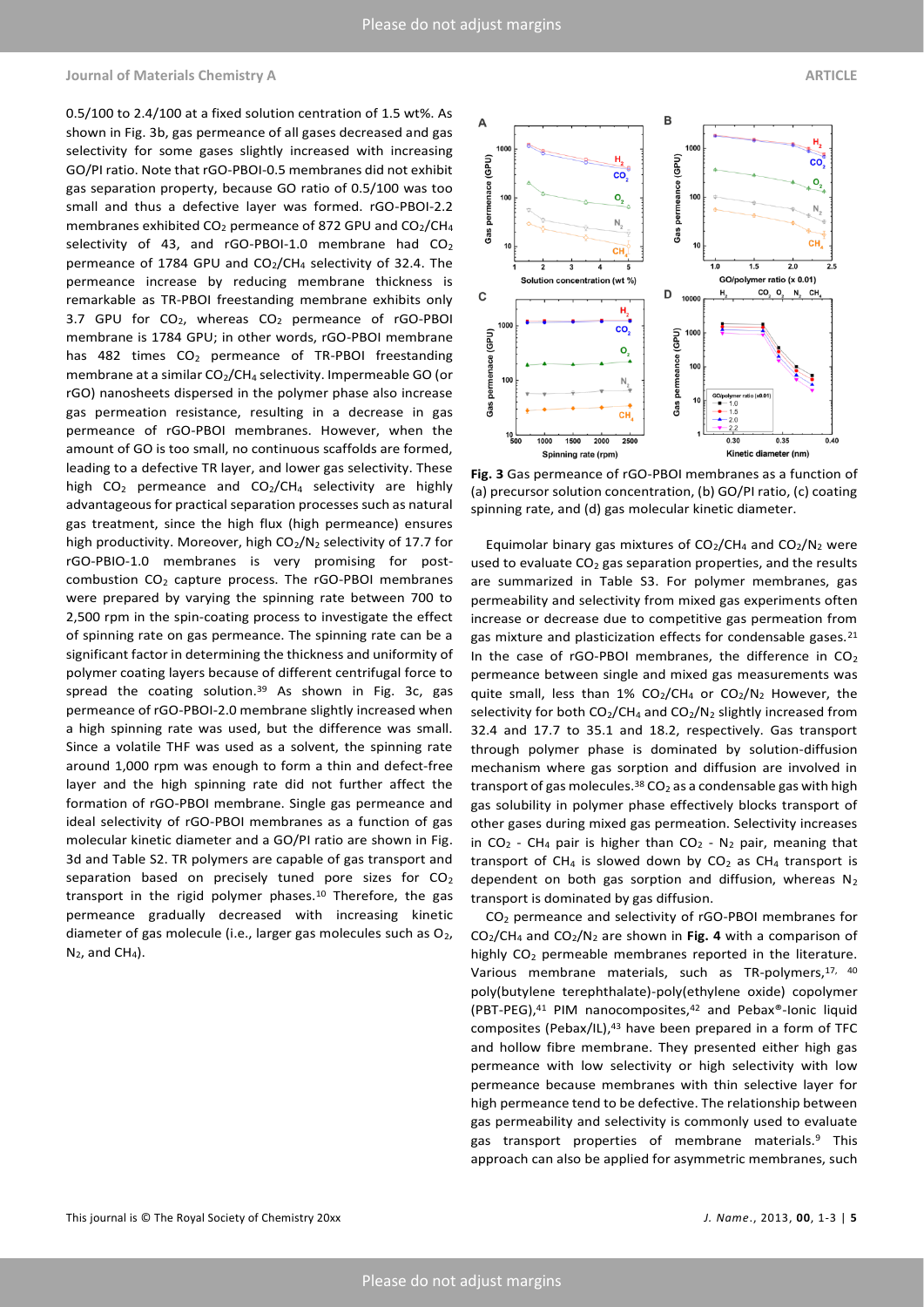0.5/100 to 2.4/100 at a fixed solution centration of 1.5 wt%. As shown in Fig. 3b, gas permeance of all gases decreased and gas selectivity for some gases slightly increased with increasing GO/PI ratio. Note that rGO-PBOI-0.5 membranes did not exhibit gas separation property, because GO ratio of 0.5/100 was too small and thus a defective layer was formed. rGO-PBOI-2.2 membranes exhibited $CO_2$ permeance of 872 GPU and $CO_2/CH_4$ selectivity of 43, and rGO-PBOI-1.0 membrane had $CO_2$ permeance of 1784 GPU and $CO_2/CH_4$ selectivity of 32.4. The permeance increase by reducing membrane thickness is remarkable as TR-PBOI freestanding membrane exhibits only 3.7 GPU for $CO_2$, whereas $CO_2$ permeance of rGO-PBOI membrane is 1784 GPU; in other words, rGO-PBOI membrane has 482 times $CO_2$ permeance of TR-PBOI freestanding membrane at a similar $CO_2/CH_4$ selectivity. Impermeable GO (or rGO) nanosheets dispersed in the polymer phase also increase gas permeation resistance, resulting in a decrease in gas permeance of rGO-PBOI membranes. However, when the amount of GO is too small, no continuous scaffolds are formed, leading to a defective TR layer, and lower gas selectivity. These high $CO_2$ permeance and $CO_2/CH_4$ selectivity are highly advantageous for practical separation processes such as natural gas treatment, since the high flux (high permeance) ensures high productivity. Moreover, high $CO_2/N_2$ selectivity of 17.7 for rGO-PBIO-1.0 membranes is very promising for post-combustion $CO_2$ capture process. The rGO-PBOI membranes were prepared by varying the spinning rate between 700 to 2,500 rpm in the spin-coating process to investigate the effect of spinning rate on gas permeance. The spinning rate can be a significant factor in determining the thickness and uniformity of polymer coating layers because of different centrifugal force to spread the coating solution.[39] As shown in Fig. 3c, gas permeance of rGO-PBOI-2.0 membrane slightly increased when a high spinning rate was used, but the difference was small. Since a volatile THF was used as a solvent, the spinning rate around 1,000 rpm was enough to form a thin and defect-free layer and the high spinning rate did not further affect the formation of rGO-PBOI membrane. Single gas permeance and ideal selectivity of rGO-PBOI membranes as a function of gas molecular kinetic diameter and a GO/PI ratio are shown in Fig. 3d and Table S2. TR polymers are capable of gas transport and separation based on precisely tuned pore sizes for $CO_2$ transport in the rigid polymer phases.[10] Therefore, the gas permeance gradually decreased with increasing kinetic diameter of gas molecule (i.e., larger gas molecules such as $O_2$, $N_2$, and $CH_4$).

**Fig. 3** Gas permeance of rGO-PBOI membranes as a function of (a) precursor solution concentration, (b) GO/PI ratio, (c) coating spinning rate, and (d) gas molecular kinetic diameter.

Equimolar binary gas mixtures of $CO_2/CH_4$ and $CO_2/N_2$ were used to evaluate $CO_2$ gas separation properties, and the results are summarized in Table S3. For polymer membranes, gas permeability and selectivity from mixed gas experiments often increase or decrease due to competitive gas permeation from gas mixture and plasticization effects for condensable gases.[21] In the case of rGO-PBOI membranes, the difference in $CO_2$ permeance between single and mixed gas measurements was quite small, less than 1% $CO_2/CH_4$ or $CO_2/N_2$ However, the selectivity for both $CO_2/CH_4$ and $CO_2/N_2$ slightly increased from 32.4 and 17.7 to 35.1 and 18.2, respectively. Gas transport through polymer phase is dominated by solution-diffusion mechanism where gas sorption and diffusion are involved in transport of gas molecules.[38] $CO_2$ as a condensable gas with high gas solubility in polymer phase effectively blocks transport of other gases during mixed gas permeation. Selectivity increases in $CO_2$ - $CH_4$ pair is higher than $CO_2$ - $N_2$ pair, meaning that transport of $CH_4$ is slowed down by $CO_2$ as $CH_4$ transport is dependent on both gas sorption and diffusion, whereas $N_2$ transport is dominated by gas diffusion.

$CO_2$ permeance and selectivity of rGO-PBOI membranes for $CO_2/CH_4$ and $CO_2/N_2$ are shown in **Fig. 4** with a comparison of highly $CO_2$ permeable membranes reported in the literature. Various membrane materials, such as TR-polymers,[17, 40] poly(butylene terephthalate)-poly(ethylene oxide) copolymer (PBT-PEG),[41] PIM nanocomposites,[42] and Pebax®-Ionic liquid composites (Pebax/IL),[43] have been prepared in a form of TFC and hollow fibre membrane. They presented either high gas permeance with low selectivity or high selectivity with low permeance because membranes with thin selective layer for high permeance tend to be defective. The relationship between gas permeability and selectivity is commonly used to evaluate gas transport properties of membrane materials.[9] This approach can also be applied for asymmetric membranes, such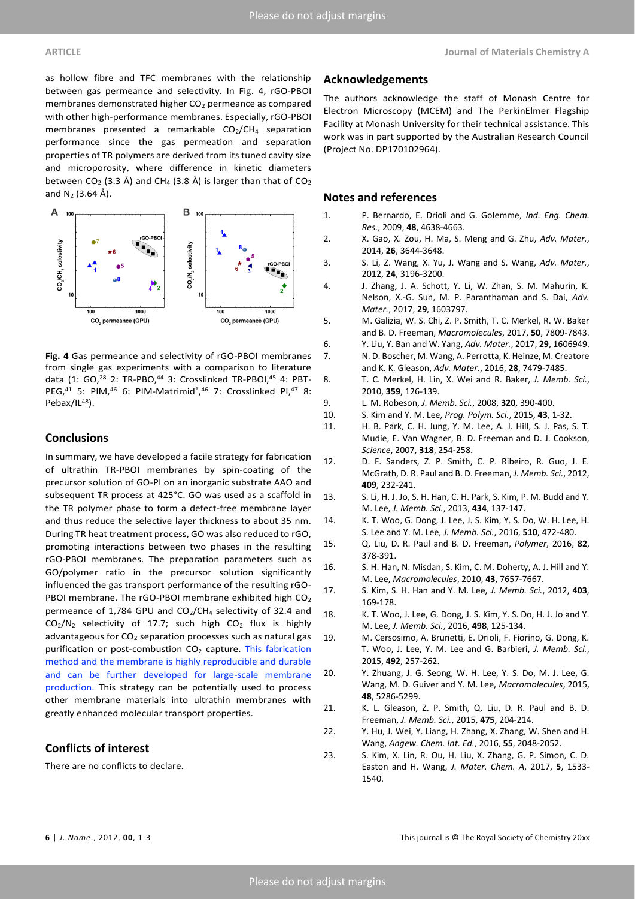as hollow fibre and TFC membranes with the relationship between gas permeance and selectivity. In Fig. 4, rGO-PBOI membranes demonstrated higher $CO_2$ permeance as compared with other high-performance membranes. Especially, rGO-PBOI membranes presented a remarkable $CO_2/CH_4$ separation performance since the gas permeation and separation properties of TR polymers are derived from its tuned cavity size and microporosity, where difference in kinetic diameters between $CO_2$ (3.3 Å) and $CH_4$ (3.8 Å) is larger than that of $CO_2$ and $N_2$ (3.64 Å).

**Fig. 4** Gas permeance and selectivity of rGO-PBOI membranes from single gas experiments with a comparison to literature data (1: GO,[28] 2: TR-PBO,[44] 3: Crosslinked TR-PBOI,[45] 4: PBT-PEG,[41] 5: PIM,[46] 6: PIM-Matrimid®,[46] 7: Crosslinked PI,[47] 8: Pebax/IL[48]).

## Conclusions

In summary, we have developed a facile strategy for fabrication of ultrathin TR-PBOI membranes by spin-coating of the precursor solution of GO-PI on an inorganic substrate AAO and subsequent TR process at 425°C. GO was used as a scaffold in the TR polymer phase to form a defect-free membrane layer and thus reduce the selective layer thickness to about 35 nm. During TR heat treatment process, GO was also reduced to rGO, promoting interactions between two phases in the resulting rGO-PBOI membranes. The preparation parameters such as GO/polymer ratio in the precursor solution significantly influenced the gas transport performance of the resulting rGO-PBOI membrane. The rGO-PBOI membrane exhibited high $CO_2$ permeance of 1,784 GPU and $CO_2/CH_4$ selectivity of 32.4 and $CO_2/N_2$ selectivity of 17.7; such high $CO_2$ flux is highly advantageous for $CO_2$ separation processes such as natural gas purification or post-combustion $CO_2$ capture. This fabrication method and the membrane is highly reproducible and durable and can be further developed for large-scale membrane production. This strategy can be potentially used to process other membrane materials into ultrathin membranes with greatly enhanced molecular transport properties.

## Conflicts of interest

There are no conflicts to declare.

## Acknowledgements

The authors acknowledge the staff of Monash Centre for Electron Microscopy (MCEM) and The PerkinElmer Flagship Facility at Monash University for their technical assistance. This work was in part supported by the Australian Research Council (Project No. DP170102964).

## Notes and references

1. P. Bernardo, E. Drioli and G. Golemme, *Ind. Eng. Chem. Res.*, 2009, **48**, 4638-4663.
2. X. Gao, X. Zou, H. Ma, S. Meng and G. Zhu, *Adv. Mater.*, 2014, **26**, 3644-3648.
3. S. Li, Z. Wang, X. Yu, J. Wang and S. Wang, *Adv. Mater.*, 2012, **24**, 3196-3200.
4. J. Zhang, J. A. Schott, Y. Li, W. Zhan, S. M. Mahurin, K. Nelson, X.-G. Sun, M. P. Paranthaman and S. Dai, *Adv. Mater.*, 2017, **29**, 1603797.
5. M. Galizia, W. S. Chi, Z. P. Smith, T. C. Merkel, R. W. Baker and B. D. Freeman, *Macromolecules*, 2017, **50**, 7809-7843.
6. Y. Liu, Y. Ban and W. Yang, *Adv. Mater.*, 2017, **29**, 1606949.
7. N. D. Boscher, M. Wang, A. Perrotta, K. Heinze, M. Creatore and K. K. Gleason, *Adv. Mater.*, 2016, **28**, 7479-7485.
8. T. C. Merkel, H. Lin, X. Wei and R. Baker, *J. Memb. Sci.*, 2010, **359**, 126-139.
9. L. M. Robeson, *J. Memb. Sci.*, 2008, **320**, 390-400.
10. S. Kim and Y. M. Lee, *Prog. Polym. Sci.*, 2015, **43**, 1-32.
11. H. B. Park, C. H. Jung, Y. M. Lee, A. J. Hill, S. J. Pas, S. T. Mudie, E. Van Wagner, B. D. Freeman and D. J. Cookson, *Science*, 2007, **318**, 254-258.
12. D. F. Sanders, Z. P. Smith, C. P. Ribeiro, R. Guo, J. E. McGrath, D. R. Paul and B. D. Freeman, *J. Memb. Sci.*, 2012, **409**, 232-241.
13. S. Li, H. J. Jo, S. H. Han, C. H. Park, S. Kim, P. M. Budd and Y. M. Lee, *J. Memb. Sci.*, 2013, **434**, 137-147.
14. K. T. Woo, G. Dong, J. Lee, J. S. Kim, Y. S. Do, W. H. Lee, H. S. Lee and Y. M. Lee, *J. Memb. Sci.*, 2016, **510**, 472-480.
15. Q. Liu, D. R. Paul and B. D. Freeman, *Polymer*, 2016, **82**, 378-391.
16. S. H. Han, N. Misdan, S. Kim, C. M. Doherty, A. J. Hill and Y. M. Lee, *Macromolecules*, 2010, **43**, 7657-7667.
17. S. Kim, S. H. Han and Y. M. Lee, *J. Memb. Sci.*, 2012, **403**, 169-178.
18. K. T. Woo, J. Lee, G. Dong, J. S. Kim, Y. S. Do, H. J. Jo and Y. M. Lee, *J. Memb. Sci.*, 2016, **498**, 125-134.
19. M. Cersosimo, A. Brunetti, E. Drioli, F. Fiorino, G. Dong, K. T. Woo, J. Lee, Y. M. Lee and G. Barbieri, *J. Memb. Sci.*, 2015, **492**, 257-262.
20. Y. Zhuang, J. G. Seong, W. H. Lee, Y. S. Do, M. J. Lee, G. Wang, M. D. Guiver and Y. M. Lee, *Macromolecules*, 2015, **48**, 5286-5299.
21. K. L. Gleason, Z. P. Smith, Q. Liu, D. R. Paul and B. D. Freeman, *J. Memb. Sci.*, 2015, **475**, 204-214.
22. Y. Hu, J. Wei, Y. Liang, H. Zhang, X. Zhang, W. Shen and H. Wang, *Angew. Chem. Int. Ed.*, 2016, **55**, 2048-2052.
23. S. Kim, X. Lin, R. Ou, H. Liu, X. Zhang, G. P. Simon, C. D. Easton and H. Wang, *J. Mater. Chem. A*, 2017, **5**, 1533-1540.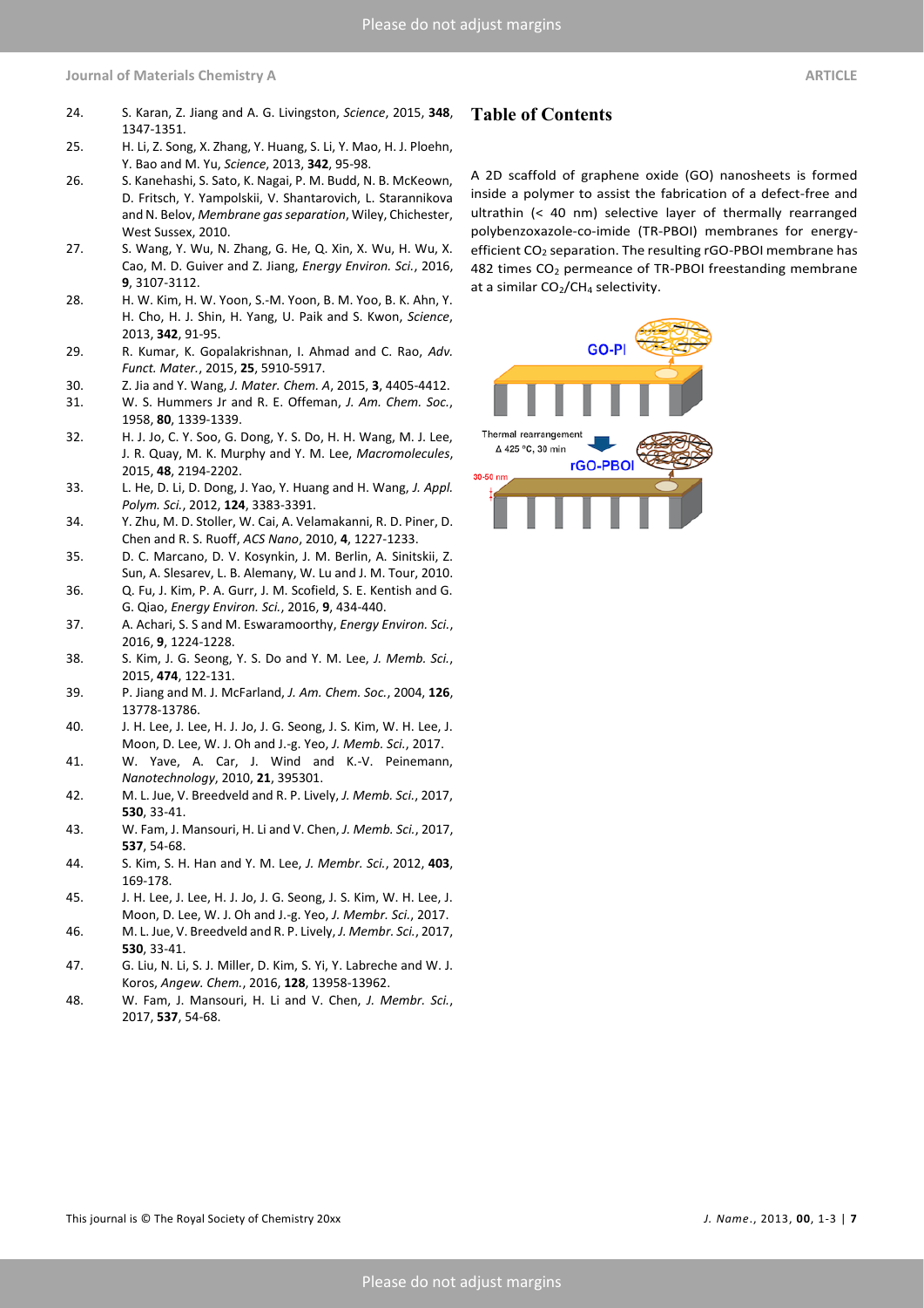24. S. Karan, Z. Jiang and A. G. Livingston, *Science*, 2015, **348**, 1347-1351.
25. H. Li, Z. Song, X. Zhang, Y. Huang, S. Li, Y. Mao, H. J. Ploehn, Y. Bao and M. Yu, *Science*, 2013, **342**, 95-98.
26. S. Kanehashi, S. Sato, K. Nagai, P. M. Budd, N. B. McKeown, D. Fritsch, Y. Yampolskii, V. Shantarovich, L. Starannikova and N. Belov, *Membrane gas separation*, Wiley, Chichester, West Sussex, 2010.
27. S. Wang, Y. Wu, N. Zhang, G. He, Q. Xin, X. Wu, H. Wu, X. Cao, M. D. Guiver and Z. Jiang, *Energy Environ. Sci.*, 2016, **9**, 3107-3112.
28. H. W. Kim, H. W. Yoon, S.-M. Yoon, B. M. Yoo, B. K. Ahn, Y. H. Cho, H. J. Shin, H. Yang, U. Paik and S. Kwon, *Science*, 2013, **342**, 91-95.
29. R. Kumar, K. Gopalakrishnan, I. Ahmad and C. Rao, *Adv. Funct. Mater.*, 2015, **25**, 5910-5917.
30. Z. Jia and Y. Wang, *J. Mater. Chem. A*, 2015, **3**, 4405-4412.
31. W. S. Hummers Jr and R. E. Offeman, *J. Am. Chem. Soc.*, 1958, **80**, 1339-1339.
32. H. J. Jo, C. Y. Soo, G. Dong, Y. S. Do, H. H. Wang, M. J. Lee, J. R. Quay, M. K. Murphy and Y. M. Lee, *Macromolecules*, 2015, **48**, 2194-2202.
33. L. He, D. Li, D. Dong, J. Yao, Y. Huang and H. Wang, *J. Appl. Polym. Sci.*, 2012, **124**, 3383-3391.
34. Y. Zhu, M. D. Stoller, W. Cai, A. Velamakanni, R. D. Piner, D. Chen and R. S. Ruoff, *ACS Nano*, 2010, **4**, 1227-1233.
35. D. C. Marcano, D. V. Kosynkin, J. M. Berlin, A. Sinitskii, Z. Sun, A. Slesarev, L. B. Alemany, W. Lu and J. M. Tour, 2010.
36. Q. Fu, J. Kim, P. A. Gurr, J. M. Scofield, S. E. Kentish and G. G. Qiao, *Energy Environ. Sci.*, 2016, **9**, 434-440.
37. A. Achari, S. S and M. Eswaramoorthy, *Energy Environ. Sci.*, 2016, **9**, 1224-1228.
38. S. Kim, J. G. Seong, Y. S. Do and Y. M. Lee, *J. Memb. Sci.*, 2015, **474**, 122-131.
39. P. Jiang and M. J. McFarland, *J. Am. Chem. Soc.*, 2004, **126**, 13778-13786.
40. J. H. Lee, J. Lee, H. J. Jo, J. G. Seong, J. S. Kim, W. H. Lee, J. Moon, D. Lee, W. J. Oh and J.-g. Yeo, *J. Memb. Sci.*, 2017.
41. W. Yave, A. Car, J. Wind and K.-V. Peinemann, *Nanotechnology*, 2010, **21**, 395301.
42. M. L. Jue, V. Breedveld and R. P. Lively, *J. Memb. Sci.*, 2017, **530**, 33-41.
43. W. Fam, J. Mansouri, H. Li and V. Chen, *J. Memb. Sci.*, 2017, **537**, 54-68.
44. S. Kim, S. H. Han and Y. M. Lee, *J. Membr. Sci.*, 2012, **403**, 169-178.
45. J. H. Lee, J. Lee, H. J. Jo, J. G. Seong, J. S. Kim, W. H. Lee, J. Moon, D. Lee, W. J. Oh and J.-g. Yeo, *J. Membr. Sci.*, 2017.
46. M. L. Jue, V. Breedveld and R. P. Lively, *J. Membr. Sci.*, 2017, **530**, 33-41.
47. G. Liu, N. Li, S. J. Miller, D. Kim, S. Yi, Y. Labreche and W. J. Koros, *Angew. Chem.*, 2016, **128**, 13958-13962.
48. W. Fam, J. Mansouri, H. Li and V. Chen, *J. Membr. Sci.*, 2017, **537**, 54-68.

## Table of Contents

A 2D scaffold of graphene oxide (GO) nanosheets is formed inside a polymer to assist the fabrication of a defect-free and ultrathin (< 40 nm) selective layer of thermally rearranged polybenzoxazole-co-imide (TR-PBOI) membranes for energy-efficient $CO_2$ separation. The resulting rGO-PBOI membrane has 482 times $CO_2$ permeance of TR-PBOI freestanding membrane at a similar $CO_2/CH_4$ selectivity.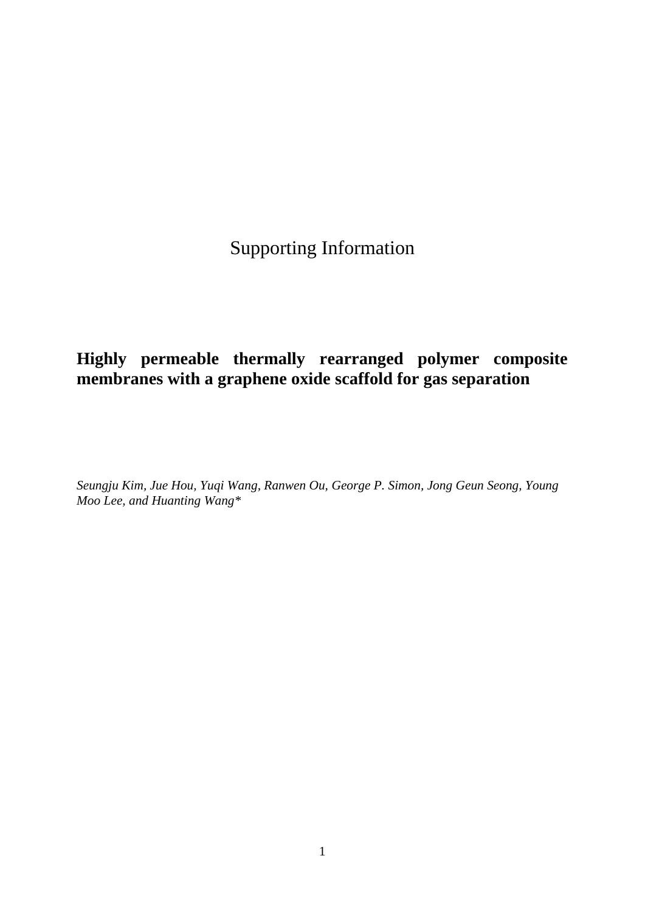# Supporting Information

## Highly permeable thermally rearranged polymer composite membranes with a graphene oxide scaffold for gas separation

*Seungju Kim, Jue Hou, Yuqi Wang, Ranwen Ou, George P. Simon, Jong Geun Seong, Young Moo Lee, and Huanting Wang**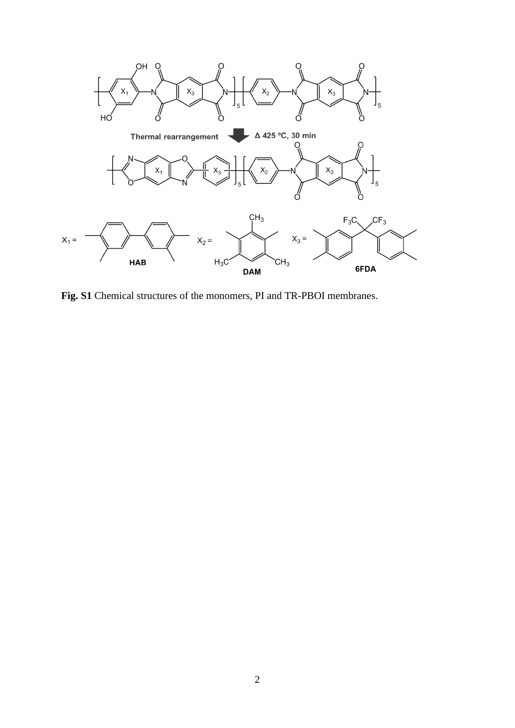**Fig. S1** Chemical structures of the monomers, PI and TR-PBOI membranes.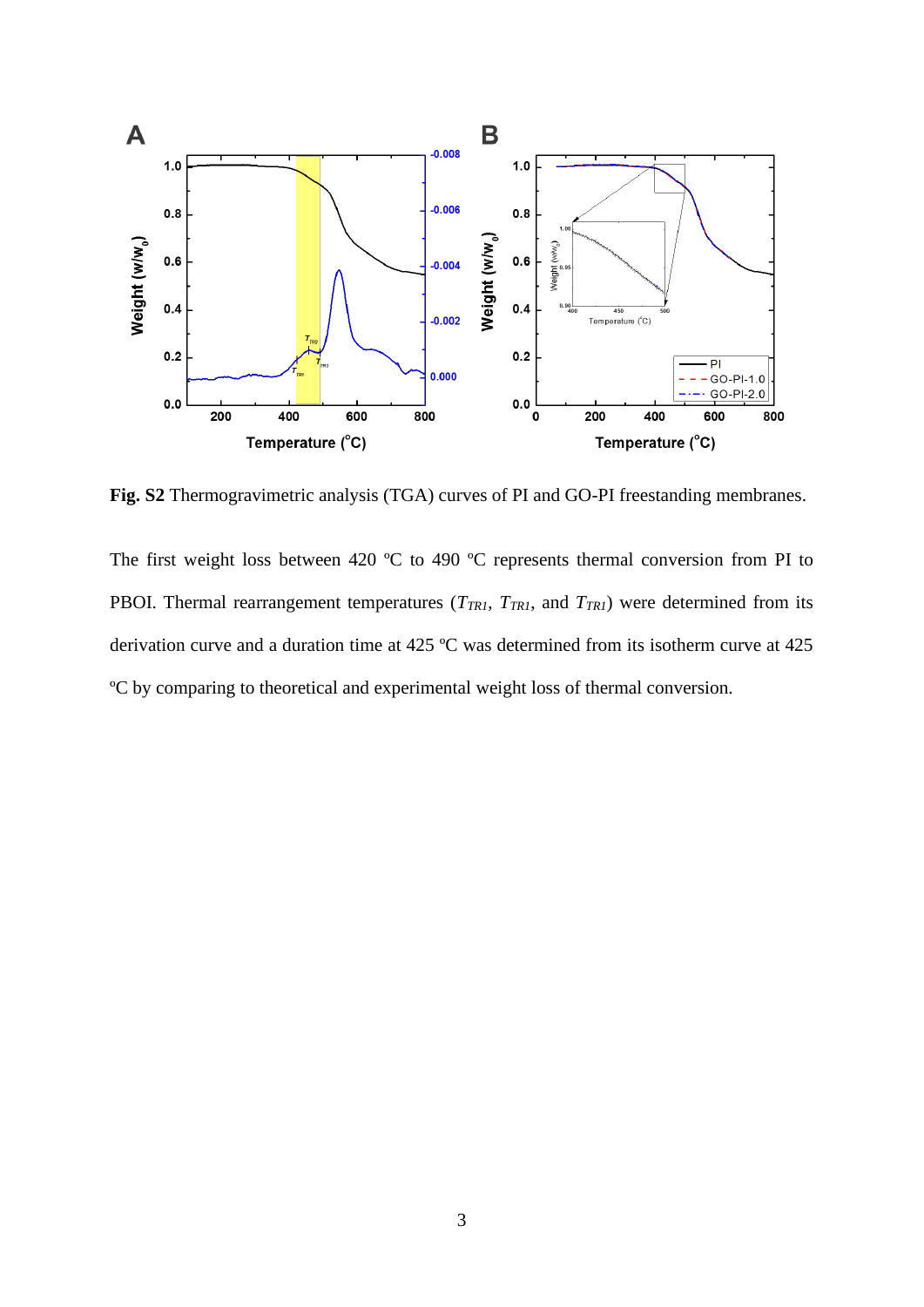**Fig. S2** Thermogravimetric analysis (TGA) curves of PI and GO-PI freestanding membranes.

The first weight loss between 420 ºC to 490 ºC represents thermal conversion from PI to PBOI. Thermal rearrangement temperatures ($T_{TR1}$, $T_{TR1}$, and $T_{TR1}$) were determined from its derivation curve and a duration time at 425 ºC was determined from its isotherm curve at 425 ºC by comparing to theoretical and experimental weight loss of thermal conversion.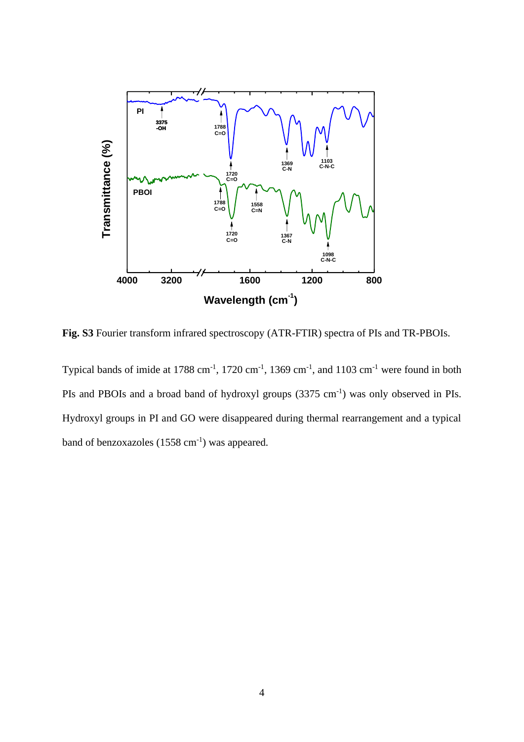**Fig. S3** Fourier transform infrared spectroscopy (ATR-FTIR) spectra of PIs and TR-PBOIs.

Typical bands of imide at 1788 cm$^{-1}$, 1720 cm$^{-1}$, 1369 cm$^{-1}$, and 1103 cm$^{-1}$ were found in both PIs and PBOIs and a broad band of hydroxyl groups (3375 cm$^{-1}$) was only observed in PIs. Hydroxyl groups in PI and GO were disappeared during thermal rearrangement and a typical band of benzoxazoles (1558 cm$^{-1}$) was appeared.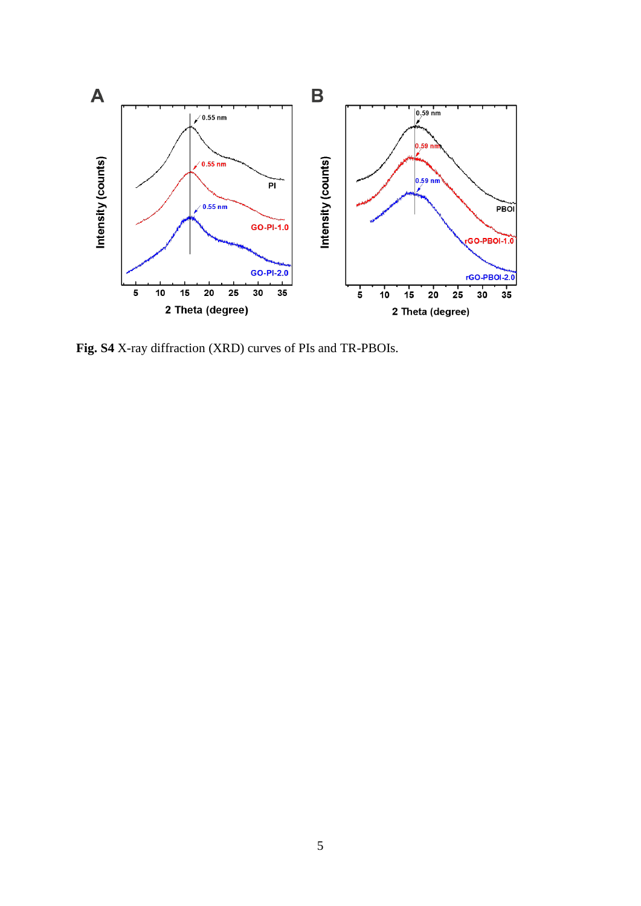**Fig. S4** X-ray diffraction (XRD) curves of PIs and TR-PBOIs.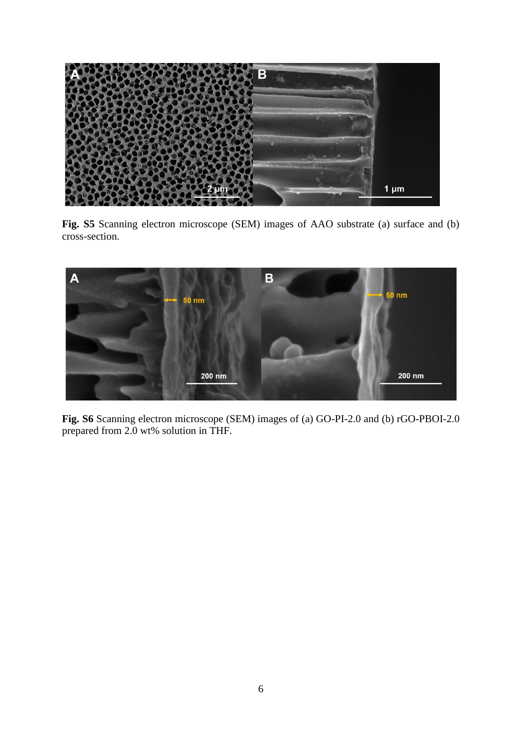**Fig. S5** Scanning electron microscope (SEM) images of AAO substrate (a) surface and (b) cross-section.

**Fig. S6** Scanning electron microscope (SEM) images of (a) GO-PI-2.0 and (b) rGO-PBOI-2.0 prepared from 2.0 wt% solution in THF.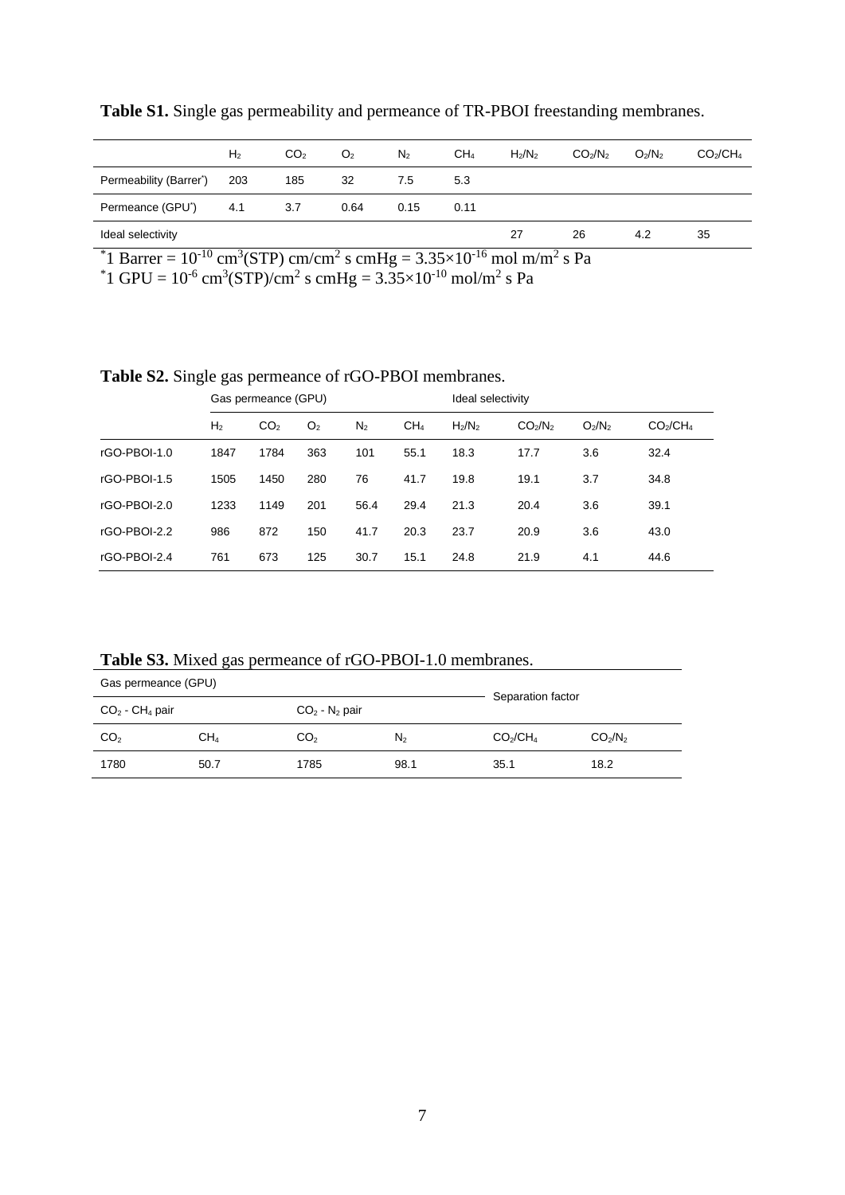**Table S1.** Single gas permeability and permeance of TR-PBOI freestanding membranes.

| | $H_2$ | $CO_2$ | $O_2$ | $N_2$ | $CH_4$ | $H_2/N_2$ | $CO_2/N_2$ | $O_2/N_2$ | $CO_2/CH_4$ |
|---|---|---|---|---|---|---|---|---|---|
| Permeability (Barrer*) | 203 | 185 | 32 | 7.5 | 5.3 | | | | |
| Permeance (GPU*) | 4.1 | 3.7 | 0.64 | 0.15 | 0.11 | | | | |
| Ideal selectivity | | | | | | 27 | 26 | 4.2 | 35 |

*1 Barrer = $10^{-10}$ $cm^3$(STP) cm/$cm^2$ s cmHg = $3.35\times10^{-16}$ mol m/$m^2$ s Pa

*1 GPU = $10^{-6}$ $cm^3$(STP)/$cm^2$ s cmHg = $3.35\times10^{-10}$ mol/$m^2$ s Pa

**Table S2.** Single gas permeance of rGO-PBOI membranes.

| | Gas permeance (GPU) | | | | | Ideal selectivity | | | |
|---|---|---|---|---|---|---|---|---|---|
| | $H_2$ | $CO_2$ | $O_2$ | $N_2$ | $CH_4$ | $H_2/N_2$ | $CO_2/N_2$ | $O_2/N_2$ | $CO_2/CH_4$ |
| rGO-PBOI-1.0 | 1847 | 1784 | 363 | 101 | 55.1 | 18.3 | 17.7 | 3.6 | 32.4 |
| rGO-PBOI-1.5 | 1505 | 1450 | 280 | 76 | 41.7 | 19.8 | 19.1 | 3.7 | 34.8 |
| rGO-PBOI-2.0 | 1233 | 1149 | 201 | 56.4 | 29.4 | 21.3 | 20.4 | 3.6 | 39.1 |
| rGO-PBOI-2.2 | 986 | 872 | 150 | 41.7 | 20.3 | 23.7 | 20.9 | 3.6 | 43.0 |
| rGO-PBOI-2.4 | 761 | 673 | 125 | 30.7 | 15.1 | 24.8 | 21.9 | 4.1 | 44.6 |

**Table S3.** Mixed gas permeance of rGO-PBOI-1.0 membranes.

| Gas permeance (GPU) | | | | Separation factor | |
|---|---|---|---|---|---|
| $CO_2$ - $CH_4$ pair | | $CO_2$ - $N_2$ pair | | | |
| $CO_2$ | $CH_4$ | $CO_2$ | $N_2$ | $CO_2/CH_4$ | $CO_2/N_2$ |
| 1780 | 50.7 | 1785 | 98.1 | 35.1 | 18.2 |